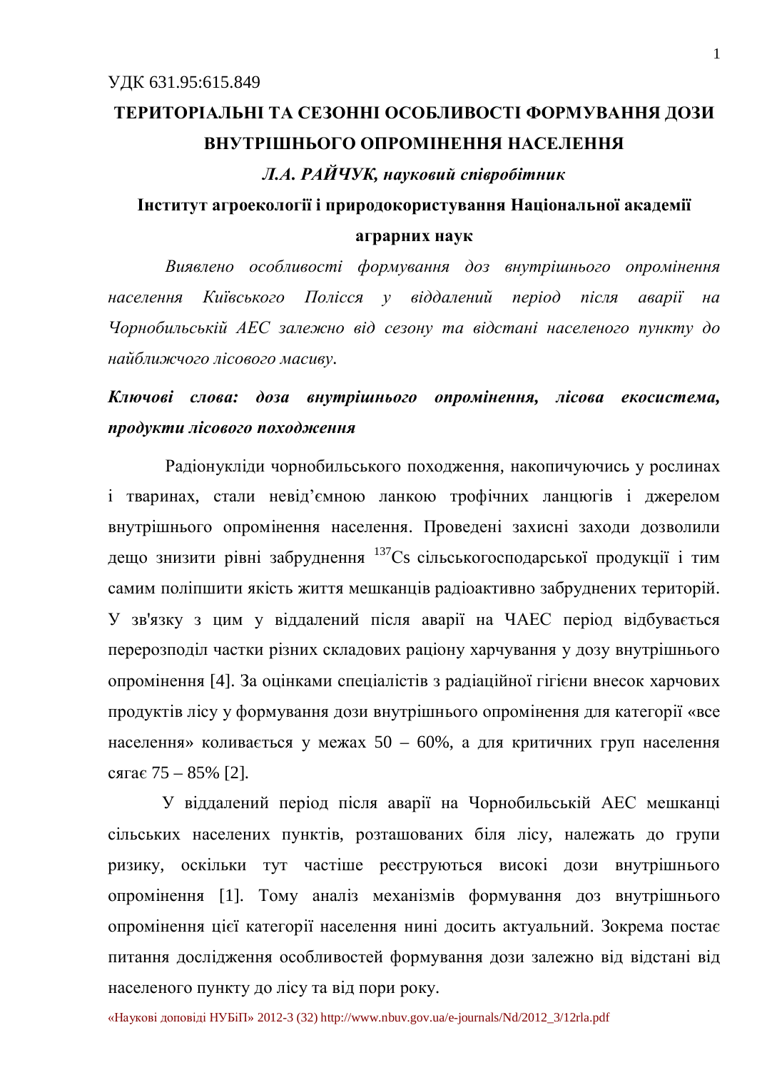УДК 631.95:615.849

# ТЕРИТОРІАЛЬНІ ТА СЕЗОННІ ОСОБЛИВОСТІ ФОРМУВАННЯ ДОЗИ ВНУТРІШНЬОГО ОПРОМІНЕННЯ НАСЕЛЕННЯ

***Л.А. РАЙЧУК, науковий співробітник***

**Інститут агроекології і природокористування Національної академії аграрних наук**

*Виявлено особливості формування доз внутрішнього опромінення населення Київського Полісся у віддалений період після аварії на Чорнобильській АЕС залежно від сезону та відстані населеного пункту до найближчого лісового масиву.*

***Ключові слова: доза внутрішнього опромінення, лісова екосистема, продукти лісового походження***

Радіонукліди чорнобильського походження, накопичуючись у рослинах і тваринах, стали невід'ємною ланкою трофічних ланцюгів і джерелом внутрішнього опромінення населення. Проведені захисні заходи дозволили дещо знизити рівні забруднення $^{137}$Cs сільськогосподарської продукції і тим самим поліпшити якість життя мешканців радіоактивно забруднених територій. У зв'язку з цим у віддалений після аварії на ЧАЕС період відбувається перерозподіл частки різних складових раціону харчування у дозу внутрішнього опромінення [4]. За оцінками спеціалістів з радіаційної гігієни внесок харчових продуктів лісу у формування дози внутрішнього опромінення для категорії «все населення» коливається у межах 50 – 60%, а для критичних груп населення сягає 75 – 85% [2].

У віддалений період після аварії на Чорнобильській АЕС мешканці сільських населених пунктів, розташованих біля лісу, належать до групи ризику, оскільки тут частіше реєструються високі дози внутрішнього опромінення [1]. Тому аналіз механізмів формування доз внутрішнього опромінення цієї категорії населення нині досить актуальний. Зокрема постає питання дослідження особливостей формування дози залежно від відстані від населеного пункту до лісу та від пори року.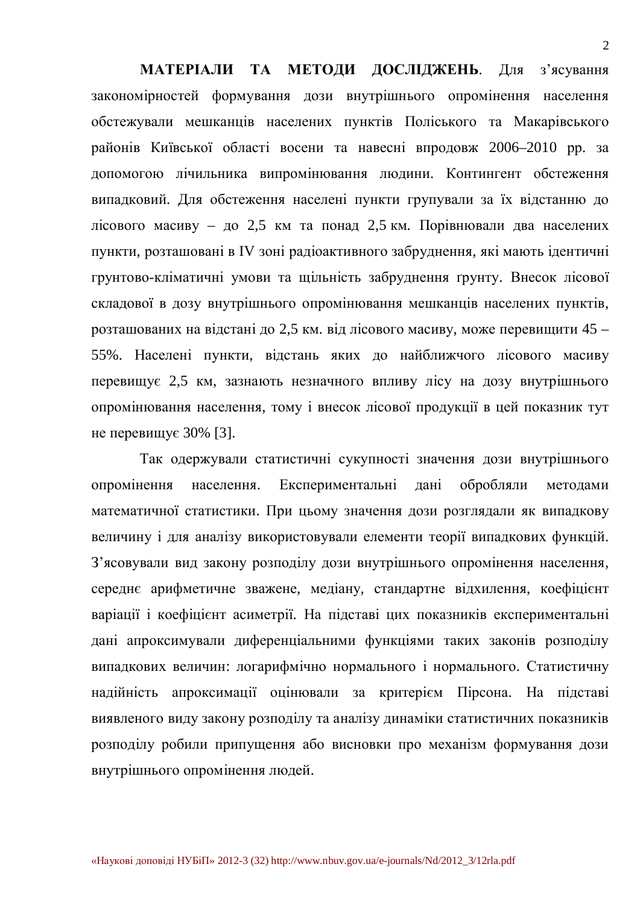**МАТЕРІАЛИ ТА МЕТОДИ ДОСЛІДЖЕНЬ**. Для з’ясування закономірностей формування дози внутрішнього опромінення населення обстежували мешканців населених пунктів Поліського та Макарівського районів Київської області восени та навесні впродовж 2006–2010 рр. за допомогою лічильника випромінювання людини. Контингент обстеження випадковий. Для обстеження населені пункти групували за їх відстанню до лісового масиву – до 2,5 км та понад 2,5 км. Порівнювали два населених пункти, розташовані в IV зоні радіоактивного забруднення, які мають ідентичні грунтово-кліматичні умови та щільність забруднення ґрунту. Внесок лісової складової в дозу внутрішнього опромінювання мешканців населених пунктів, розташованих на відстані до 2,5 км. від лісового масиву, може перевищити 45 – 55%. Населені пункти, відстань яких до найближчого лісового масиву перевищує 2,5 км, зазнають незначного впливу лісу на дозу внутрішнього опромінювання населення, тому і внесок лісової продукції в цей показник тут не перевищує 30% [3].

Так одержували статистичні сукупності значення дози внутрішнього опромінення населення. Експериментальні дані обробляли методами математичної статистики. При цьому значення дози розглядали як випадкову величину і для аналізу використовували елементи теорії випадкових функцій. З’ясовували вид закону розподілу дози внутрішнього опромінення населення, середнє арифметичне зважене, медіану, стандартне відхилення, коефіцієнт варіації і коефіцієнт асиметрії. На підставі цих показників експериментальні дані апроксимували диференціальними функціями таких законів розподілу випадкових величин: логарифмічно нормального і нормального. Статистичну надійність апроксимації оцінювали за критерієм Пірсона. На підставі виявленого виду закону розподілу та аналізу динаміки статистичних показників розподілу робили припущення або висновки про механізм формування дози внутрішнього опромінення людей.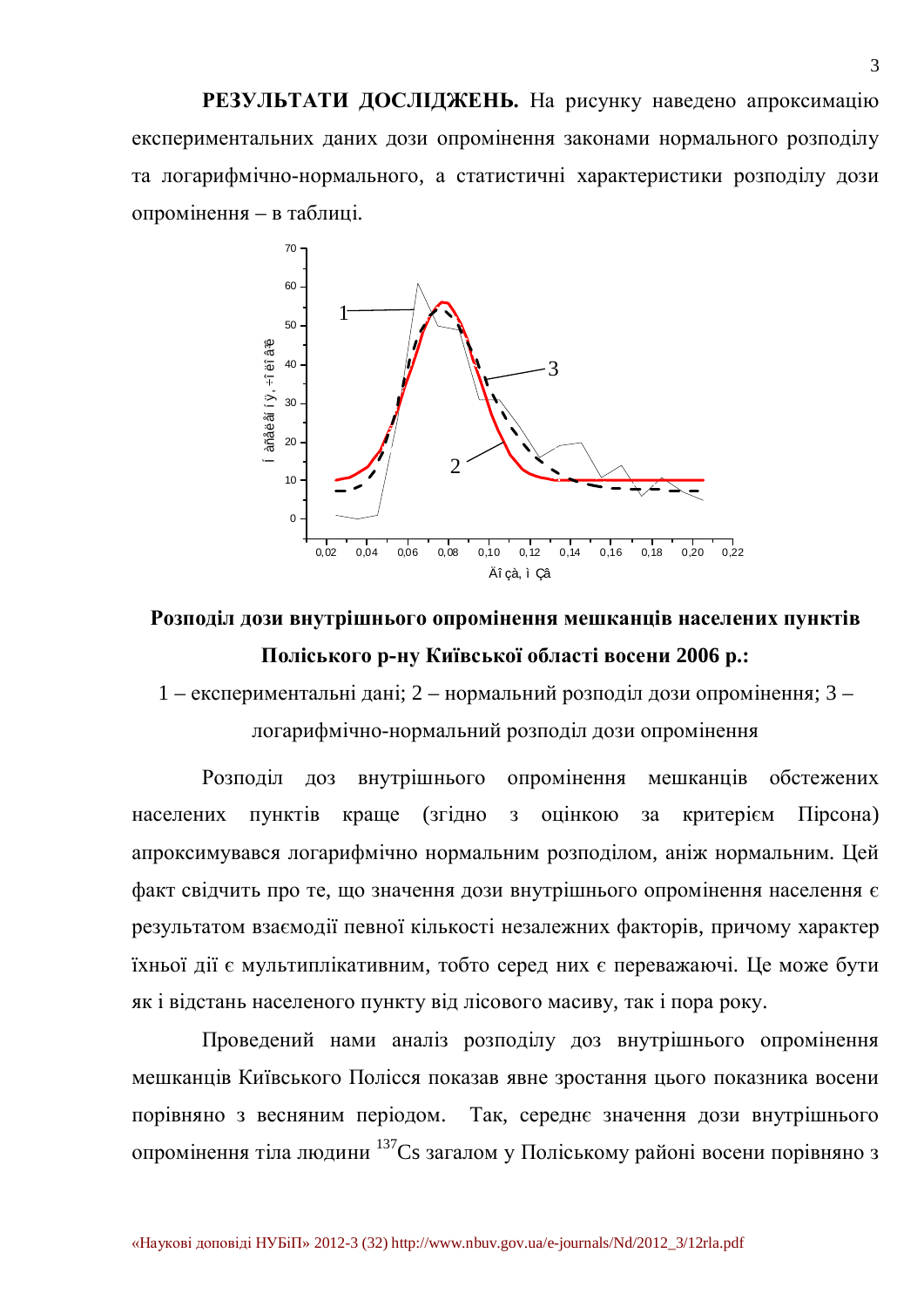**РЕЗУЛЬТАТИ ДОСЛІДЖЕНЬ.** На рисунку наведено апроксимацію експериментальних даних дози опромінення законами нормального розподілу та логарифмічно-нормального, а статистичні характеристики розподілу дози опромінення – в таблиці.

**Розподіл дози внутрішнього опромінення мешканців населених пунктів Поліського р-ну Київської області восени 2006 р.:**

1 – експериментальні дані; 2 – нормальний розподіл дози опромінення; 3 – логарифмічно-нормальний розподіл дози опромінення

Розподіл доз внутрішнього опромінення мешканців обстежених населених пунктів краще (згідно з оцінкою за критерієм Пірсона) апроксимувався логарифмічно нормальним розподілом, аніж нормальним. Цей факт свідчить про те, що значення дози внутрішнього опромінення населення є результатом взаємодії певної кількості незалежних факторів, причому характер їхньої дії є мультиплікативним, тобто серед них є переважаючі. Це може бути як і відстань населеного пункту від лісового масиву, так і пора року.

Проведений нами аналіз розподілу доз внутрішнього опромінення мешканців Київського Полісся показав явне зростання цього показника восени порівняно з весняним періодом. Так, середнє значення дози внутрішнього опромінення тіла людини $^{137}Cs$ загалом у Поліському районі восени порівняно з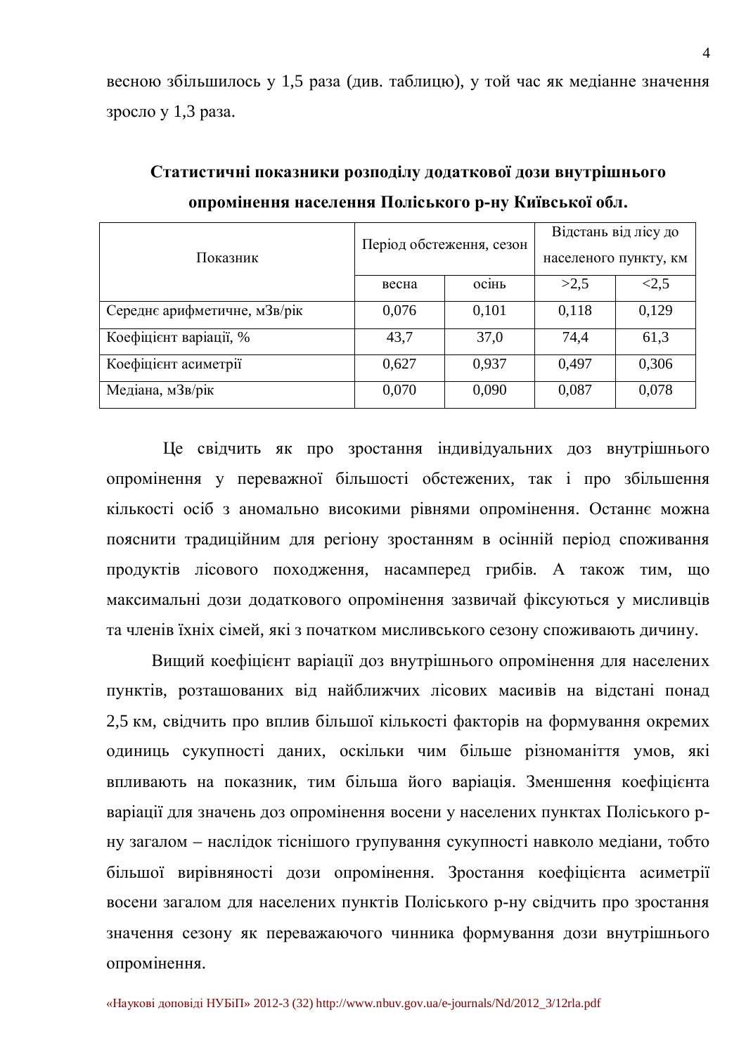весною збільшилось у 1,5 раза (див. таблицю), у той час як медіанне значення зросло у 1,3 раза.

**Статистичні показники розподілу додаткової дози внутрішнього опромінення населення Поліського р-ну Київської обл.**

| Показник | Період обстеження, сезон | | Відстань від лісу до населеного пункту, км | |
|---|---|---|---|---|
| | весна | осінь | >2,5 | <2,5 |
| Середнє арифметичне, мЗв/рік | 0,076 | 0,101 | 0,118 | 0,129 |
| Коефіцієнт варіації, % | 43,7 | 37,0 | 74,4 | 61,3 |
| Коефіцієнт асиметрії | 0,627 | 0,937 | 0,497 | 0,306 |
| Медіана, мЗв/рік | 0,070 | 0,090 | 0,087 | 0,078 |

Це свідчить як про зростання індивідуальних доз внутрішнього опромінення у переважної більшості обстежених, так і про збільшення кількості осіб з аномально високими рівнями опромінення. Останнє можна пояснити традиційним для регіону зростанням в осінній період споживання продуктів лісового походження, насамперед грибів. А також тим, що максимальні дози додаткового опромінення зазвичай фіксуються у мисливців та членів їхніх сімей, які з початком мисливського сезону споживають дичину.

Вищий коефіцієнт варіації доз внутрішнього опромінення для населених пунктів, розташованих від найближчих лісових масивів на відстані понад 2,5 км, свідчить про вплив більшої кількості факторів на формування окремих одиниць сукупності даних, оскільки чим більше різноманіття умов, які впливають на показник, тим більша його варіація. Зменшення коефіцієнта варіації для значень доз опромінення восени у населених пунктах Поліського р-ну загалом – наслідок тіснішого групування сукупності навколо медіани, тобто більшої вирівняності дози опромінення. Зростання коефіцієнта асиметрії восени загалом для населених пунктів Поліського р-ну свідчить про зростання значення сезону як переважаючого чинника формування дози внутрішнього опромінення.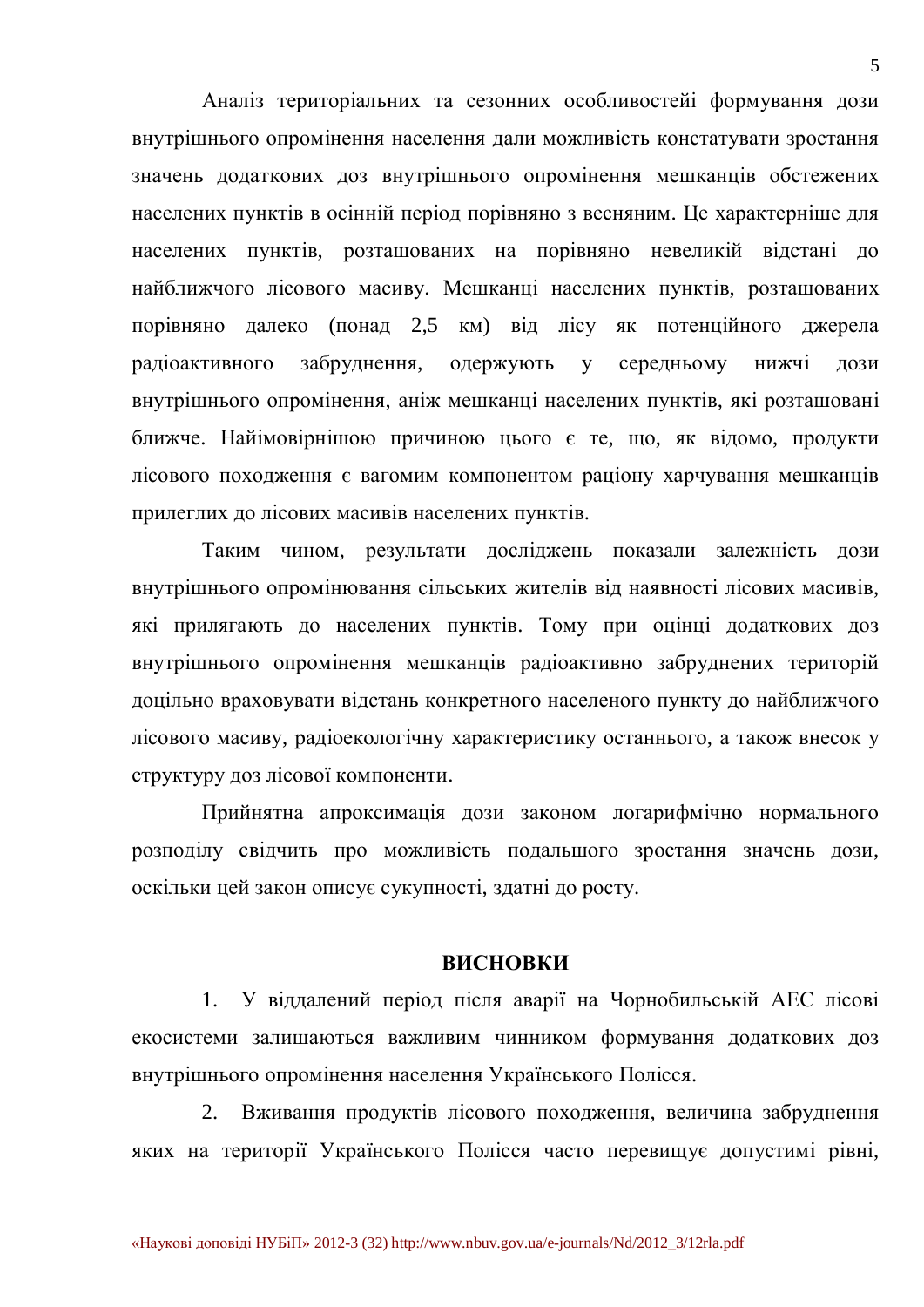Аналіз територіальних та сезонних особливостейі формування дози внутрішнього опромінення населення дали можливість констатувати зростання значень додаткових доз внутрішнього опромінення мешканців обстежених населених пунктів в осінній період порівняно з весняним. Це характерніше для населених пунктів, розташованих на порівняно невеликій відстані до найближчого лісового масиву. Мешканці населених пунктів, розташованих порівняно далеко (понад 2,5 км) від лісу як потенційного джерела радіоактивного забруднення, одержують у середньому нижчі дози внутрішнього опромінення, аніж мешканці населених пунктів, які розташовані ближче. Найімовірнішою причиною цього є те, що, як відомо, продукти лісового походження є вагомим компонентом раціону харчування мешканців прилеглих до лісових масивів населених пунктів.

Таким чином, результати досліджень показали залежність дози внутрішнього опромінювання сільських жителів від наявності лісових масивів, які прилягають до населених пунктів. Тому при оцінці додаткових доз внутрішнього опромінення мешканців радіоактивно забруднених територій доцільно враховувати відстань конкретного населеного пункту до найближчого лісового масиву, радіоекологічну характеристику останнього, а також внесок у структуру доз лісової компоненти.

Прийнятна апроксимація дози законом логарифмічно нормального розподілу свідчить про можливість подальшого зростання значень дози, оскільки цей закон описує сукупності, здатні до росту.

## ВИСНОВКИ

1. У віддалений період після аварії на Чорнобильській АЕС лісові екосистеми залишаються важливим чинником формування додаткових доз внутрішнього опромінення населення Українського Полісся.

2. Вживання продуктів лісового походження, величина забруднення яких на території Українського Полісся часто перевищує допустимі рівні,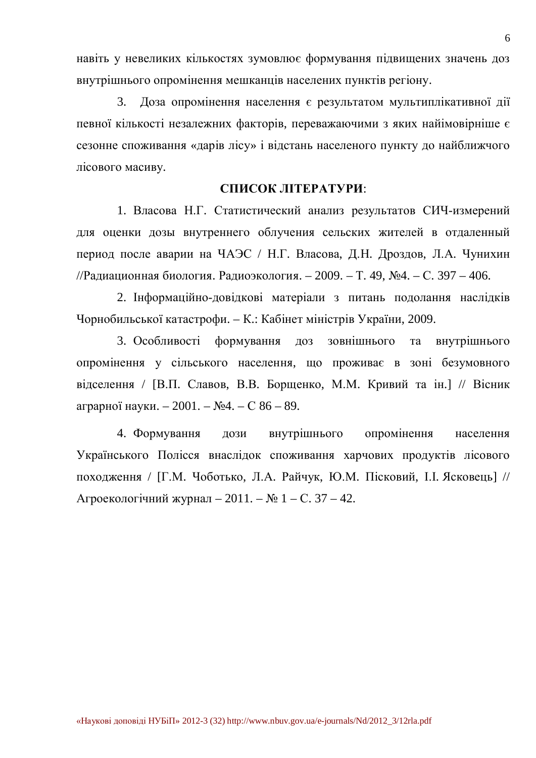навіть у невеликих кількостях зумовлює формування підвищених значень доз внутрішнього опромінення мешканців населених пунктів регіону.

3. Доза опромінення населення є результатом мультиплікативної дії певної кількості незалежних факторів, переважаючими з яких найімовірніше є сезонне споживання «дарів лісу» і відстань населеного пункту до найближчого лісового масиву.

**СПИСОК ЛІТЕРАТУРИ**:

1. Власова Н.Г. Статистический анализ результатов СИЧ-измерений для оценки дозы внутреннего облучения сельских жителей в отдаленный период после аварии на ЧАЭС / Н.Г. Власова, Д.Н. Дроздов, Л.А. Чунихин //Радиационная биология. Радиоэкология. – 2009. – Т. 49, №4. – С. 397 – 406.

2. Інформаційно-довідкові матеріали з питань подолання наслідків Чорнобильської катастрофи. – К.: Кабінет міністрів України, 2009.

3. Особливості формування доз зовнішнього та внутрішнього опромінення у сільського населення, що проживає в зоні безумовного відселення / [В.П. Славов, В.В. Борщенко, М.М. Кривий та ін.] // Вісник аграрної науки. – 2001. – №4. – С 86 – 89.

4. Формування дози внутрішнього опромінення населення Українського Полісся внаслідок споживання харчових продуктів лісового походження / [Г.М. Чоботько, Л.А. Райчук, Ю.М. Пісковий, І.І. Ясковець] // Агроекологічний журнал – 2011. – № 1 – С. 37 – 42.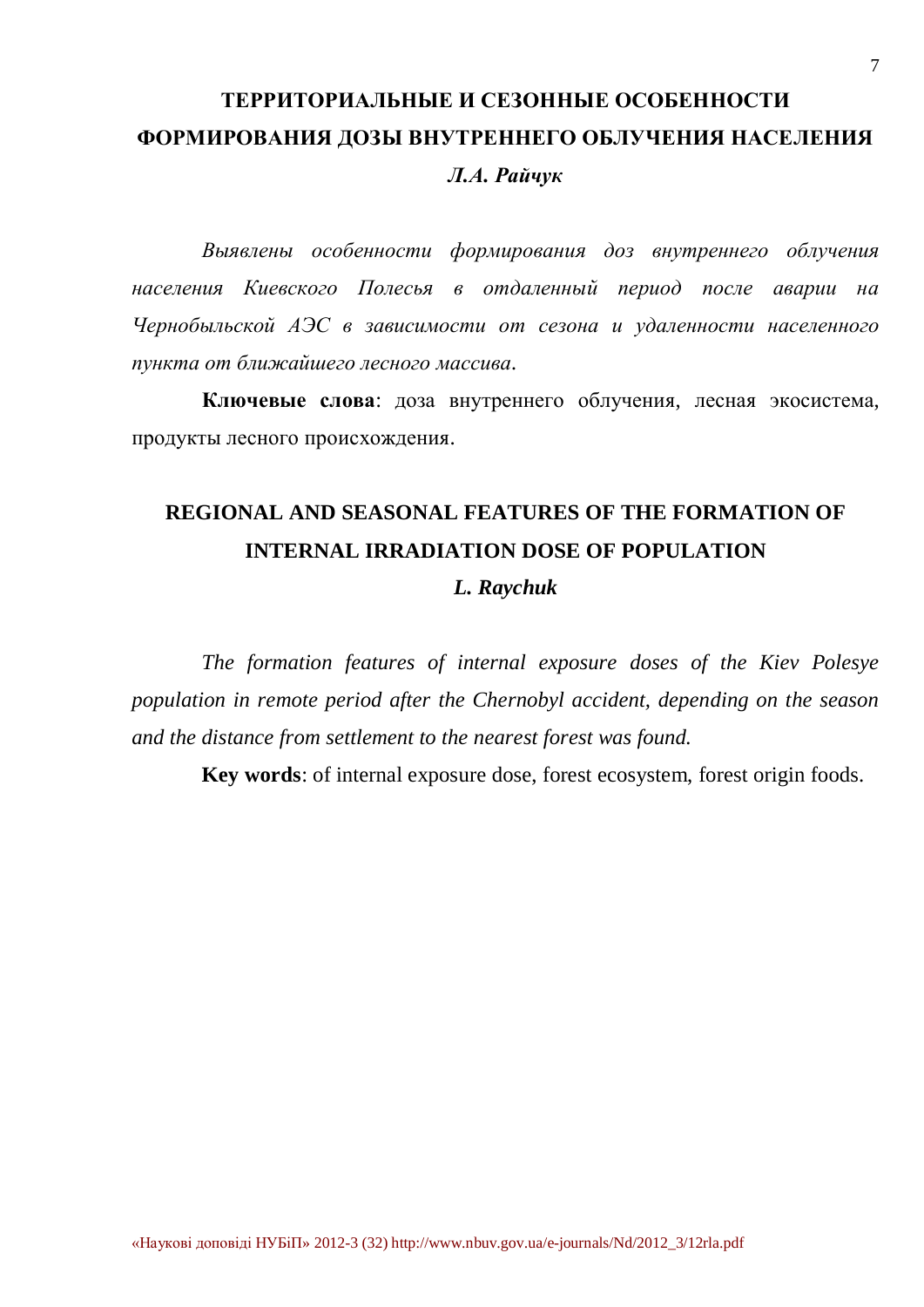# ТЕРРИТОРИАЛЬНЫЕ И СЕЗОННЫЕ ОСОБЕННОСТИ ФОРМИРОВАНИЯ ДОЗЫ ВНУТРЕННЕГО ОБЛУЧЕНИЯ НАСЕЛЕНИЯ

***Л.А. Райчук***

*Выявлены особенности формирования доз внутреннего облучения населения Киевского Полесья в отдаленный период после аварии на Чернобыльской АЭС в зависимости от сезона и удаленности населенного пункта от ближайшего лесного массива.*

**Ключевые слова**: доза внутреннего облучения, лесная экосистема, продукты лесного происхождения.

# REGIONAL AND SEASONAL FEATURES OF THE FORMATION OF INTERNAL IRRADIATION DOSE OF POPULATION

***L. Raychuk***

*The formation features of internal exposure doses of the Kiev Polesye population in remote period after the Chernobyl accident, depending on the season and the distance from settlement to the nearest forest was found.*

**Key words**: of internal exposure dose, forest ecosystem, forest origin foods.